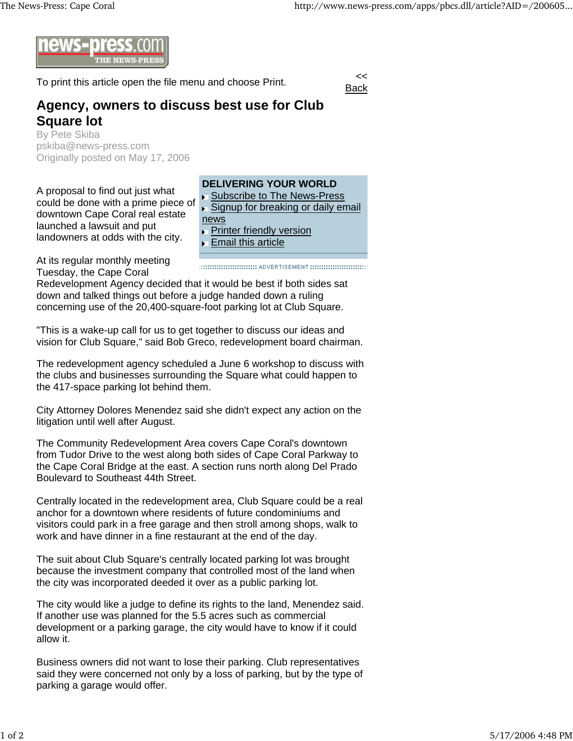To print this article open the file menu and choose Print.

<< Back

# Agency, owners to discuss best use for Club Square lot

By Pete Skiba
pskiba@news-press.com
Originally posted on May 17, 2006

**DELIVERING YOUR WORLD**

- Subscribe to The News-Press
- Signup for breaking or daily email news
- Printer friendly version
- Email this article

A proposal to find out just what could be done with a prime piece of downtown Cape Coral real estate launched a lawsuit and put landowners at odds with the city.

At its regular monthly meeting Tuesday, the Cape Coral Redevelopment Agency decided that it would be best if both sides sat down and talked things out before a judge handed down a ruling concerning use of the 20,400-square-foot parking lot at Club Square.

"This is a wake-up call for us to get together to discuss our ideas and vision for Club Square," said Bob Greco, redevelopment board chairman.

The redevelopment agency scheduled a June 6 workshop to discuss with the clubs and businesses surrounding the Square what could happen to the 417-space parking lot behind them.

City Attorney Dolores Menendez said she didn't expect any action on the litigation until well after August.

The Community Redevelopment Area covers Cape Coral's downtown from Tudor Drive to the west along both sides of Cape Coral Parkway to the Cape Coral Bridge at the east. A section runs north along Del Prado Boulevard to Southeast 44th Street.

Centrally located in the redevelopment area, Club Square could be a real anchor for a downtown where residents of future condominiums and visitors could park in a free garage and then stroll among shops, walk to work and have dinner in a fine restaurant at the end of the day.

The suit about Club Square's centrally located parking lot was brought because the investment company that controlled most of the land when the city was incorporated deeded it over as a public parking lot.

The city would like a judge to define its rights to the land, Menendez said. If another use was planned for the 5.5 acres such as commercial development or a parking garage, the city would have to know if it could allow it.

Business owners did not want to lose their parking. Club representatives said they were concerned not only by a loss of parking, but by the type of parking a garage would offer.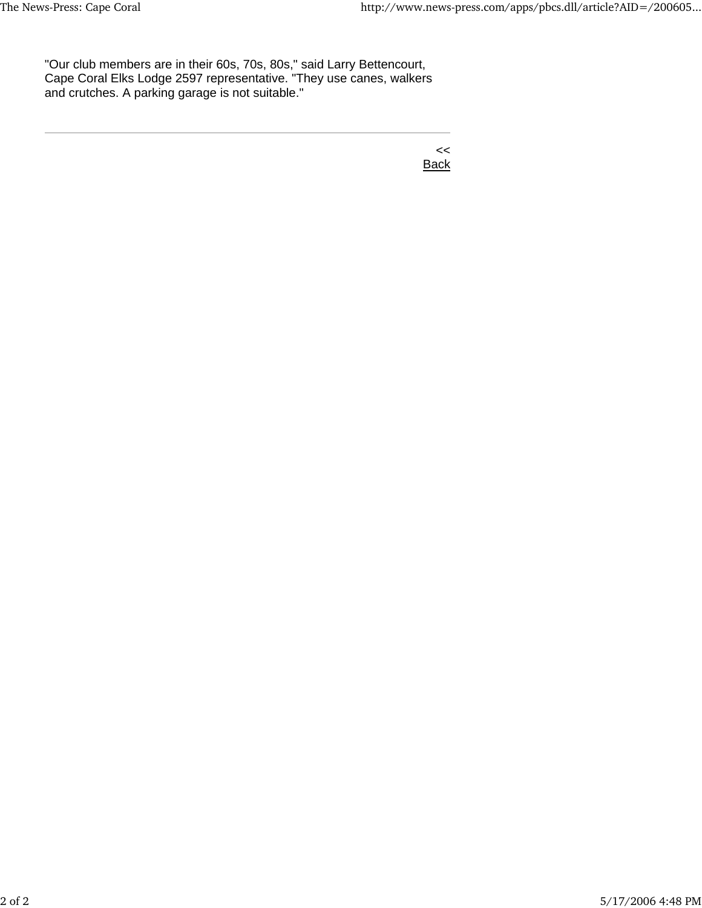"Our club members are in their 60s, 70s, 80s," said Larry Bettencourt, Cape Coral Elks Lodge 2597 representative. "They use canes, walkers and crutches. A parking garage is not suitable."

---

<< Back